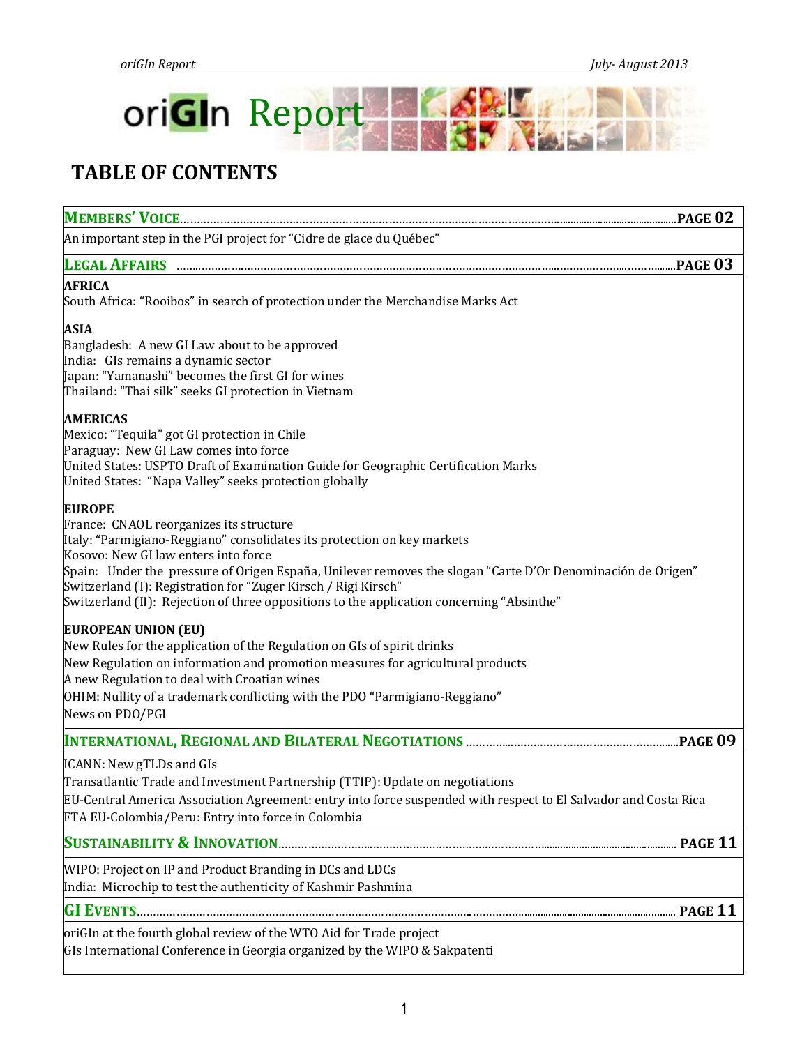# oriGIn Report

## TABLE OF CONTENTS

**MEMBERS' VOICE** ............................................................................................................ **PAGE 02**

An important step in the PGI project for "Cidre de glace du Québec"

**LEGAL AFFAIRS** ............................................................................................................ **PAGE 03**

**AFRICA**
South Africa: "Rooibos" in search of protection under the Merchandise Marks Act

**ASIA**
Bangladesh: A new GI Law about to be approved
India: GIs remains a dynamic sector
Japan: "Yamanashi" becomes the first GI for wines
Thailand: "Thai silk" seeks GI protection in Vietnam

**AMERICAS**
Mexico: "Tequila" got GI protection in Chile
Paraguay: New GI Law comes into force
United States: USPTO Draft of Examination Guide for Geographic Certification Marks
United States: "Napa Valley" seeks protection globally

**EUROPE**
France: CNAOL reorganizes its structure
Italy: "Parmigiano-Reggiano" consolidates its protection on key markets
Kosovo: New GI law enters into force
Spain: Under the pressure of Origen España, Unilever removes the slogan "Carte D'Or Denominación de Origen"
Switzerland (I): Registration for "Zuger Kirsch / Rigi Kirsch"
Switzerland (II): Rejection of three oppositions to the application concerning "Absinthe"

**EUROPEAN UNION (EU)**
New Rules for the application of the Regulation on GIs of spirit drinks
New Regulation on information and promotion measures for agricultural products
A new Regulation to deal with Croatian wines
OHIM: Nullity of a trademark conflicting with the PDO "Parmigiano-Reggiano"
News on PDO/PGI

**INTERNATIONAL, REGIONAL AND BILATERAL NEGOTIATIONS** ............................................ **PAGE 09**

ICANN: New gTLDs and GIs
Transatlantic Trade and Investment Partnership (TTIP): Update on negotiations
EU-Central America Association Agreement: entry into force suspended with respect to El Salvador and Costa Rica
FTA EU-Colombia/Peru: Entry into force in Colombia

**SUSTAINABILITY & INNOVATION** ............................................................................................ **PAGE 11**

WIPO: Project on IP and Product Branding in DCs and LDCs
India: Microchip to test the authenticity of Kashmir Pashmina

**GI EVENTS** ............................................................................................................ **PAGE 11**

oriGIn at the fourth global review of the WTO Aid for Trade project
GIs International Conference in Georgia organized by the WIPO & Sakpatenti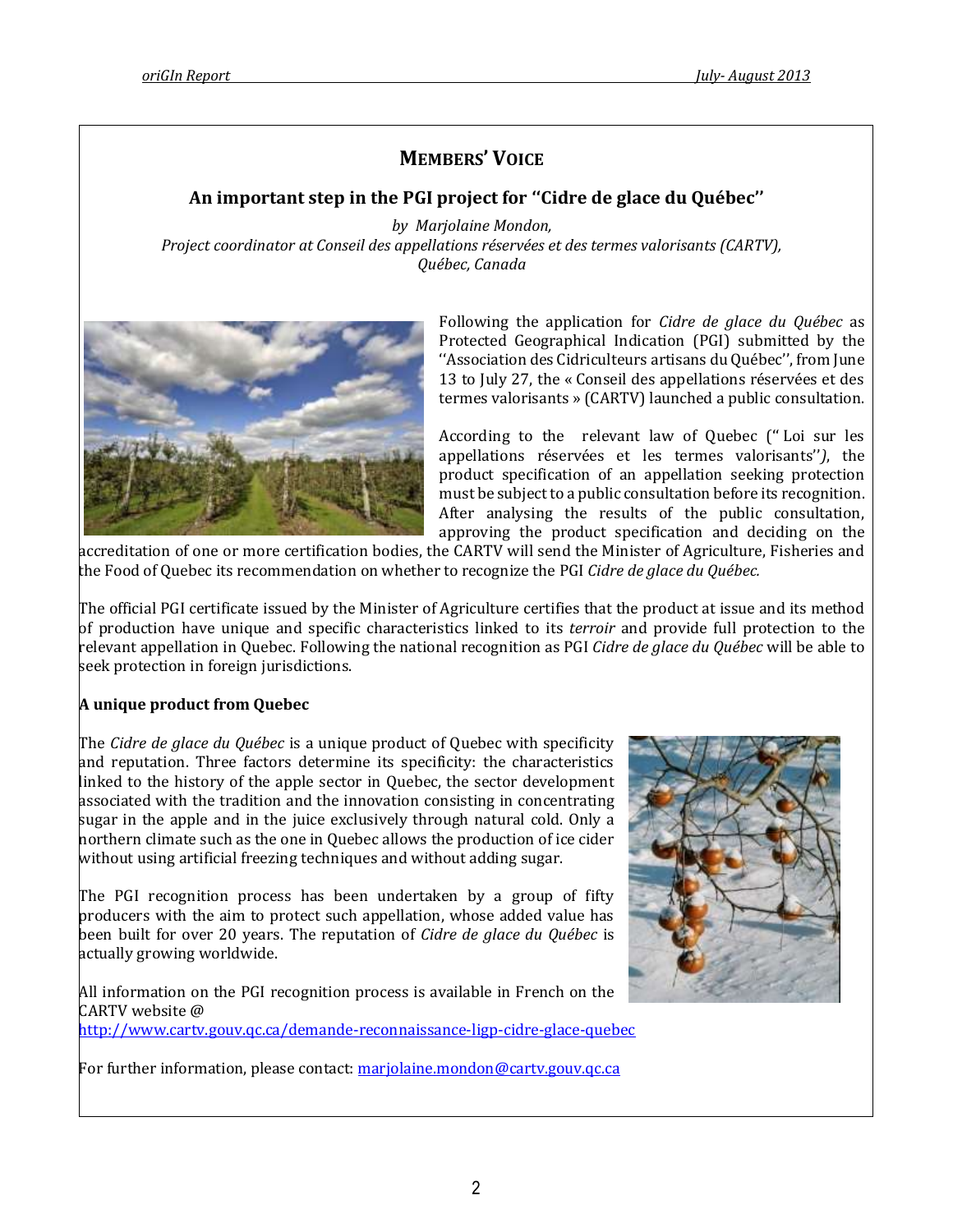## MEMBERS' VOICE

### An important step in the PGI project for ''Cidre de glace du Québec''

*by Marjolaine Mondon,*
*Project coordinator at Conseil des appellations réservées et des termes valorisants (CARTV), Québec, Canada*

Following the application for *Cidre de glace du Québec* as Protected Geographical Indication (PGI) submitted by the ''Association des Cidriculteurs artisans du Québec'', from June 13 to July 27, the « Conseil des appellations réservées et des termes valorisants » (CARTV) launched a public consultation.

According to the relevant law of Quebec ('' Loi sur les appellations réservées et les termes valorisants''*)*, the product specification of an appellation seeking protection must be subject to a public consultation before its recognition. After analysing the results of the public consultation, approving the product specification and deciding on the accreditation of one or more certification bodies, the CARTV will send the Minister of Agriculture, Fisheries and the Food of Quebec its recommendation on whether to recognize the PGI *Cidre de glace du Québec.*

The official PGI certificate issued by the Minister of Agriculture certifies that the product at issue and its method of production have unique and specific characteristics linked to its *terroir* and provide full protection to the relevant appellation in Quebec. Following the national recognition as PGI *Cidre de glace du Québec* will be able to seek protection in foreign jurisdictions.

**A unique product from Quebec**

The *Cidre de glace du Québec* is a unique product of Quebec with specificity and reputation. Three factors determine its specificity: the characteristics linked to the history of the apple sector in Quebec, the sector development associated with the tradition and the innovation consisting in concentrating sugar in the apple and in the juice exclusively through natural cold. Only a northern climate such as the one in Quebec allows the production of ice cider without using artificial freezing techniques and without adding sugar.

The PGI recognition process has been undertaken by a group of fifty producers with the aim to protect such appellation, whose added value has been built for over 20 years. The reputation of *Cidre de glace du Québec* is actually growing worldwide.

All information on the PGI recognition process is available in French on the CARTV website @ http://www.cartv.gouv.qc.ca/demande-reconnaissance-ligp-cidre-glace-quebec

For further information, please contact: marjolaine.mondon@cartv.gouv.qc.ca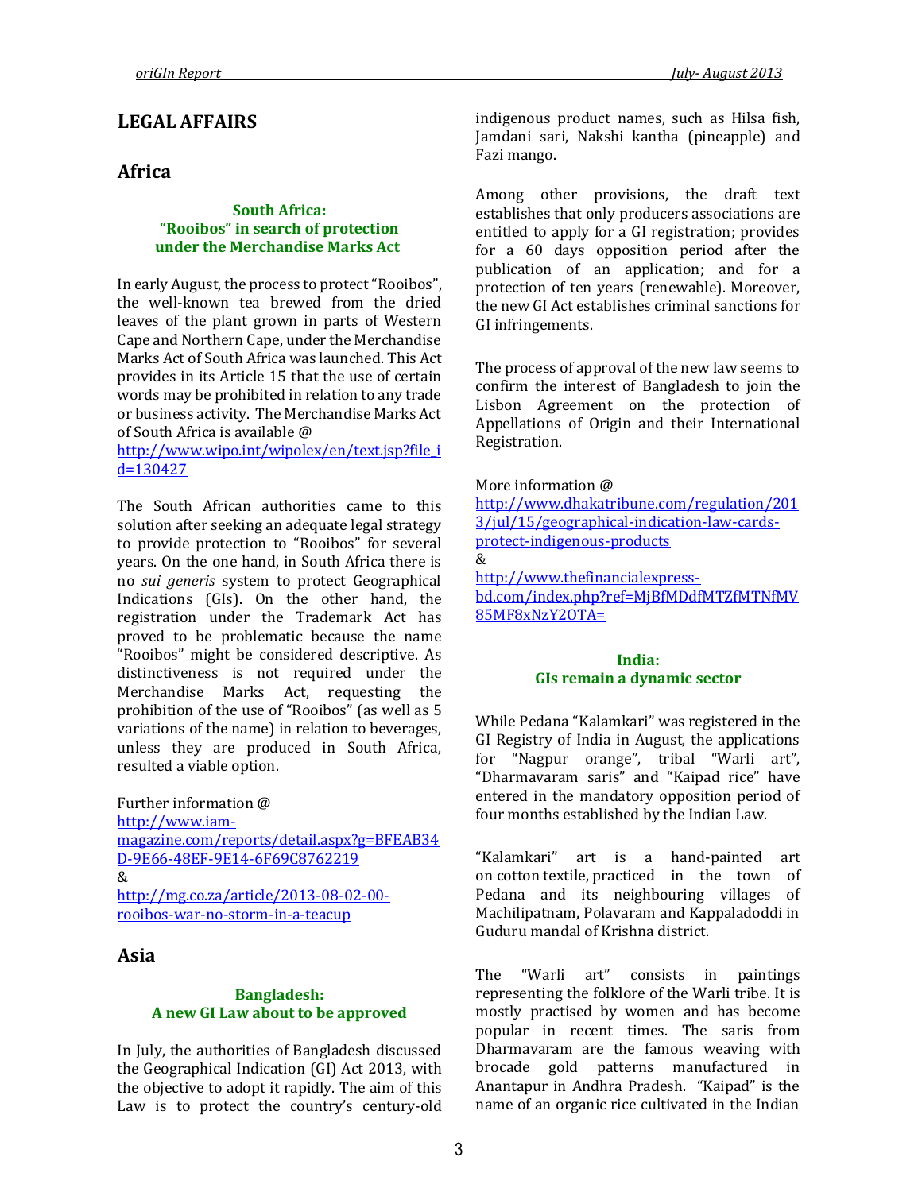# LEGAL AFFAIRS

## Africa

### South Africa: "Rooibos" in search of protection under the Merchandise Marks Act

In early August, the process to protect "Rooibos", the well-known tea brewed from the dried leaves of the plant grown in parts of Western Cape and Northern Cape, under the Merchandise Marks Act of South Africa was launched. This Act provides in its Article 15 that the use of certain words may be prohibited in relation to any trade or business activity. The Merchandise Marks Act of South Africa is available @ http://www.wipo.int/wipolex/en/text.jsp?file_id=130427

The South African authorities came to this solution after seeking an adequate legal strategy to provide protection to "Rooibos" for several years. On the one hand, in South Africa there is no *sui generis* system to protect Geographical Indications (GIs). On the other hand, the registration under the Trademark Act has proved to be problematic because the name "Rooibos" might be considered descriptive. As distinctiveness is not required under the Merchandise Marks Act, requesting the prohibition of the use of "Rooibos" (as well as 5 variations of the name) in relation to beverages, unless they are produced in South Africa, resulted a viable option.

Further information @
http://www.iam-magazine.com/reports/detail.aspx?g=BFEAB34D-9E66-48EF-9E14-6F69C8762219
&
http://mg.co.za/article/2013-08-02-00-rooibos-war-no-storm-in-a-teacup

## Asia

### Bangladesh: A new GI Law about to be approved

In July, the authorities of Bangladesh discussed the Geographical Indication (GI) Act 2013, with the objective to adopt it rapidly. The aim of this Law is to protect the country's century-old indigenous product names, such as Hilsa fish, Jamdani sari, Nakshi kantha (pineapple) and Fazi mango.

Among other provisions, the draft text establishes that only producers associations are entitled to apply for a GI registration; provides for a 60 days opposition period after the publication of an application; and for a protection of ten years (renewable). Moreover, the new GI Act establishes criminal sanctions for GI infringements.

The process of approval of the new law seems to confirm the interest of Bangladesh to join the Lisbon Agreement on the protection of Appellations of Origin and their International Registration.

More information @
http://www.dhakatribune.com/regulation/2013/jul/15/geographical-indication-law-cards-protect-indigenous-products
&
http://www.thefinancialexpress-bd.com/index.php?ref=MjBfMDdfMTZfMTNfMV85MF8xNzY2OTA=

### India: GIs remain a dynamic sector

While Pedana "Kalamkari" was registered in the GI Registry of India in August, the applications for "Nagpur orange", tribal "Warli art", "Dharmavaram saris" and "Kaipad rice" have entered in the mandatory opposition period of four months established by the Indian Law.

"Kalamkari" art is a hand-painted art on cotton textile, practiced in the town of Pedana and its neighbouring villages of Machilipatnam, Polavaram and Kappaladoddi in Guduru mandal of Krishna district.

The "Warli art" consists in paintings representing the folklore of the Warli tribe. It is mostly practised by women and has become popular in recent times. The saris from Dharmavaram are the famous weaving with brocade gold patterns manufactured in Anantapur in Andhra Pradesh. "Kaipad" is the name of an organic rice cultivated in the Indian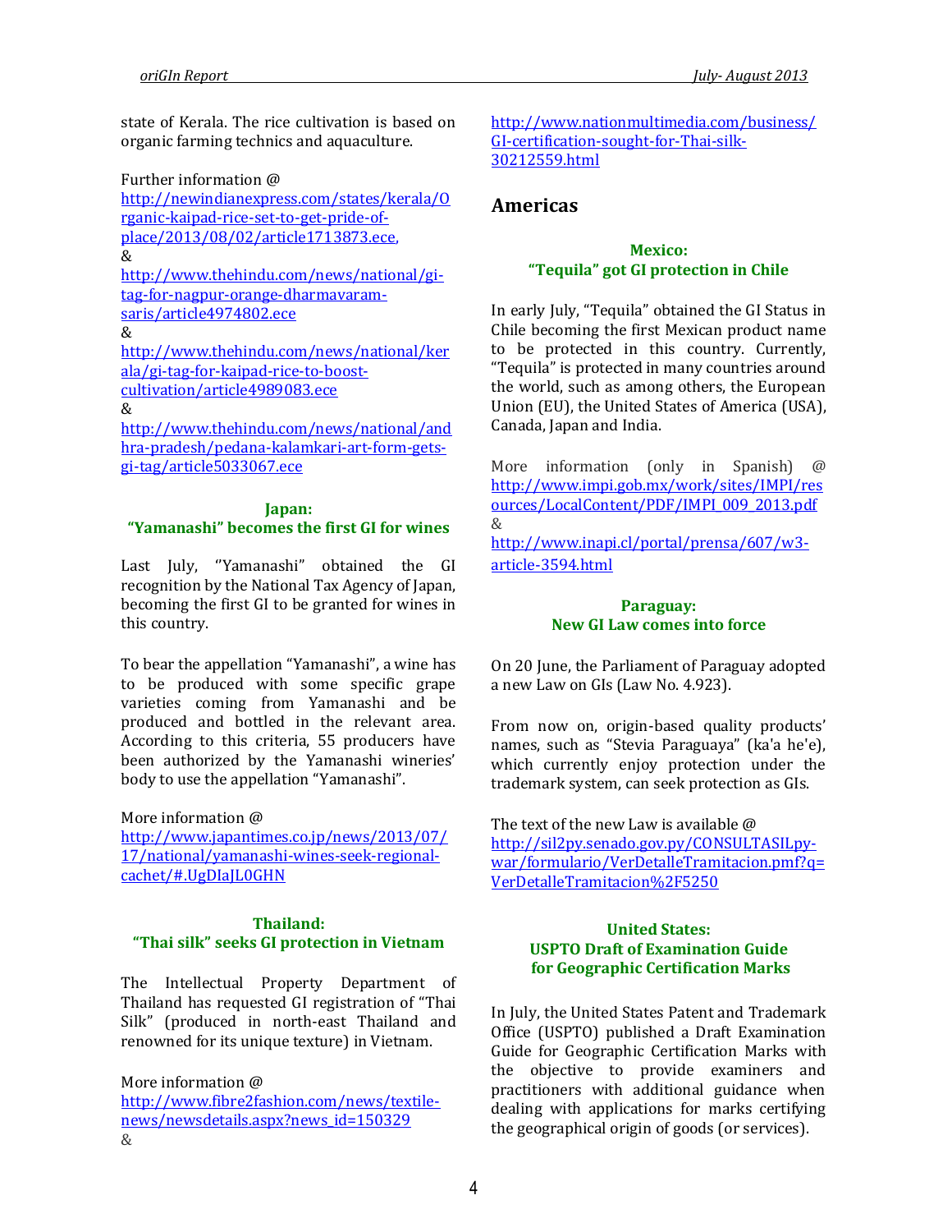state of Kerala. The rice cultivation is based on organic farming technics and aquaculture.

Further information @ http://newindianexpress.com/states/kerala/Organic-kaipad-rice-set-to-get-pride-of-place/2013/08/02/article1713873.ece,
&
http://www.thehindu.com/news/national/gi-tag-for-nagpur-orange-dharmavaram-saris/article4974802.ece
&
http://www.thehindu.com/news/national/kerala/gi-tag-for-kaipad-rice-to-boost-cultivation/article4989083.ece
&
http://www.thehindu.com/news/national/andhra-pradesh/pedana-kalamkari-art-form-gets-gi-tag/article5033067.ece

### Japan: "Yamanashi" becomes the first GI for wines

Last July, "Yamanashi" obtained the GI recognition by the National Tax Agency of Japan, becoming the first GI to be granted for wines in this country.

To bear the appellation "Yamanashi", a wine has to be produced with some specific grape varieties coming from Yamanashi and be produced and bottled in the relevant area. According to this criteria, 55 producers have been authorized by the Yamanashi wineries' body to use the appellation "Yamanashi".

More information @ http://www.japantimes.co.jp/news/2013/07/17/national/yamanashi-wines-seek-regional-cachet/#.UgDIaJL0GHN

### Thailand: "Thai silk" seeks GI protection in Vietnam

The Intellectual Property Department of Thailand has requested GI registration of "Thai Silk" (produced in north-east Thailand and renowned for its unique texture) in Vietnam.

More information @ http://www.fibre2fashion.com/news/textile-news/newsdetails.aspx?news_id=150329
&
http://www.nationmultimedia.com/business/GI-certification-sought-for-Thai-silk-30212559.html

## Americas

### Mexico: "Tequila" got GI protection in Chile

In early July, "Tequila" obtained the GI Status in Chile becoming the first Mexican product name to be protected in this country. Currently, "Tequila" is protected in many countries around the world, such as among others, the European Union (EU), the United States of America (USA), Canada, Japan and India.

More information (only in Spanish) @ http://www.impi.gob.mx/work/sites/IMPI/resources/LocalContent/PDF/IMPI_009_2013.pdf
&
http://www.inapi.cl/portal/prensa/607/w3-article-3594.html

### Paraguay: New GI Law comes into force

On 20 June, the Parliament of Paraguay adopted a new Law on GIs (Law No. 4.923).

From now on, origin-based quality products' names, such as "Stevia Paraguaya" (ka'a he'e), which currently enjoy protection under the trademark system, can seek protection as GIs.

The text of the new Law is available @ http://sil2py.senado.gov.py/CONSULTASILpy-war/formulario/VerDetalleTramitacion.pmf?q=VerDetalleTramitacion%2F5250

### United States: USPTO Draft of Examination Guide for Geographic Certification Marks

In July, the United States Patent and Trademark Office (USPTO) published a Draft Examination Guide for Geographic Certification Marks with the objective to provide examiners and practitioners with additional guidance when dealing with applications for marks certifying the geographical origin of goods (or services).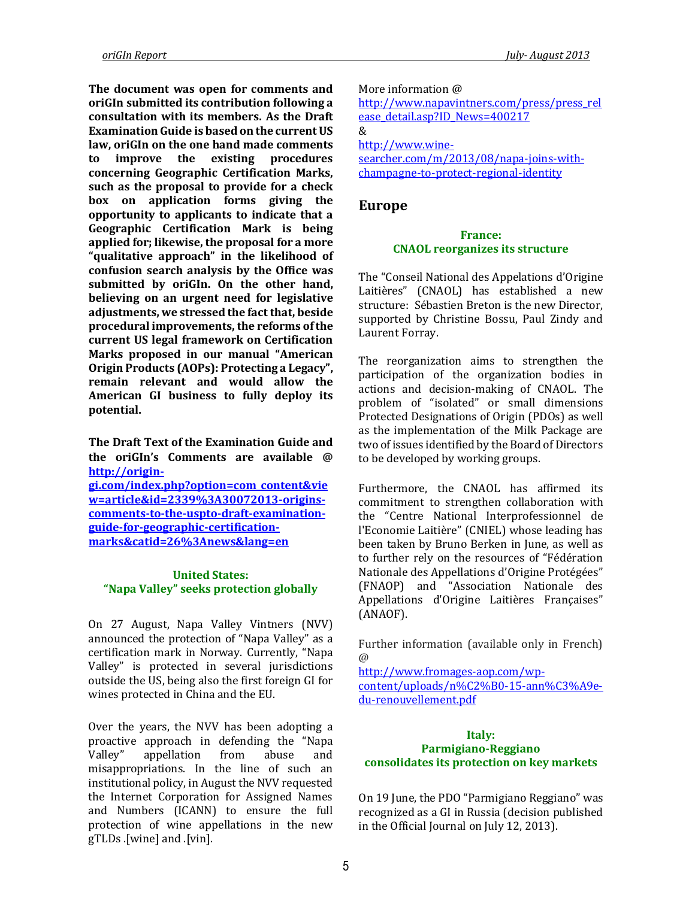**The document was open for comments and oriGIn submitted its contribution following a consultation with its members. As the Draft Examination Guide is based on the current US law, oriGIn on the one hand made comments to improve the existing procedures concerning Geographic Certification Marks, such as the proposal to provide for a check box on application forms giving the opportunity to applicants to indicate that a Geographic Certification Mark is being applied for; likewise, the proposal for a more "qualitative approach" in the likelihood of confusion search analysis by the Office was submitted by oriGIn. On the other hand, believing on an urgent need for legislative adjustments, we stressed the fact that, beside procedural improvements, the reforms of the current US legal framework on Certification Marks proposed in our manual "American Origin Products (AOPs): Protecting a Legacy", remain relevant and would allow the American GI business to fully deploy its potential.**

**The Draft Text of the Examination Guide and the oriGIn's Comments are available @ http://origin-gi.com/index.php?option=com_content&view=article&id=2339%3A30072013-origins-comments-to-the-uspto-draft-examination-guide-for-geographic-certification-marks&catid=26%3Anews&lang=en**

### United States: "Napa Valley" seeks protection globally

On 27 August, Napa Valley Vintners (NVV) announced the protection of "Napa Valley" as a certification mark in Norway. Currently, "Napa Valley" is protected in several jurisdictions outside the US, being also the first foreign GI for wines protected in China and the EU.

Over the years, the NVV has been adopting a proactive approach in defending the "Napa Valley" appellation from abuse and misappropriations. In the line of such an institutional policy, in August the NVV requested the Internet Corporation for Assigned Names and Numbers (ICANN) to ensure the full protection of wine appellations in the new gTLDs .[wine] and .[vin].

More information @ http://www.napavintners.com/press/press_release_detail.asp?ID_News=400217 & http://www.wine-searcher.com/m/2013/08/napa-joins-with-champagne-to-protect-regional-identity

## Europe

### France: CNAOL reorganizes its structure

The "Conseil National des Appelations d'Origine Laitières" (CNAOL) has established a new structure: Sébastien Breton is the new Director, supported by Christine Bossu, Paul Zindy and Laurent Forray.

The reorganization aims to strengthen the participation of the organization bodies in actions and decision-making of CNAOL. The problem of "isolated" or small dimensions Protected Designations of Origin (PDOs) as well as the implementation of the Milk Package are two of issues identified by the Board of Directors to be developed by working groups.

Furthermore, the CNAOL has affirmed its commitment to strengthen collaboration with the "Centre National Interprofessionnel de l'Economie Laitière" (CNIEL) whose leading has been taken by Bruno Berken in June, as well as to further rely on the resources of "Fédération Nationale des Appellations d'Origine Protégées" (FNAOP) and "Association Nationale des Appellations d'Origine Laitières Françaises" (ANAOF).

Further information (available only in French) @ http://www.fromages-aop.com/wp-content/uploads/n%C2%B0-15-ann%C3%A9e-du-renouvellement.pdf

### Italy: Parmigiano-Reggiano consolidates its protection on key markets

On 19 June, the PDO "Parmigiano Reggiano" was recognized as a GI in Russia (decision published in the Official Journal on July 12, 2013).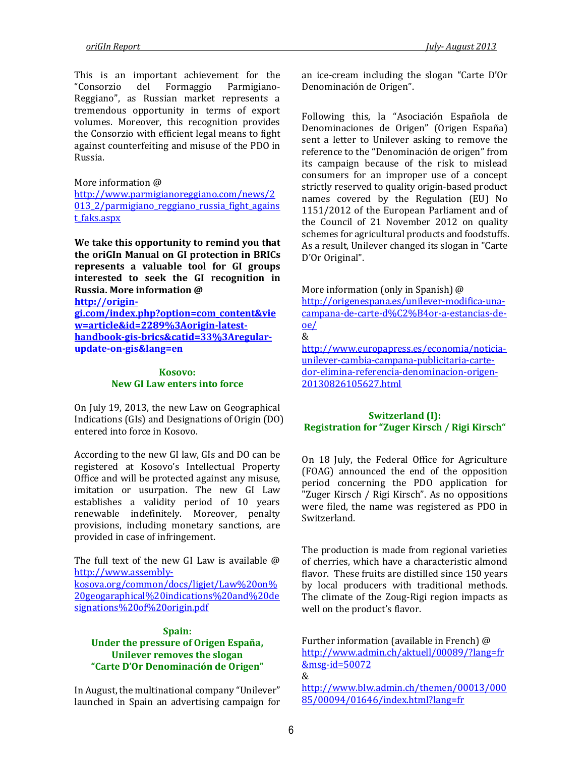This is an important achievement for the "Consorzio del Formaggio Parmigiano-Reggiano", as Russian market represents a tremendous opportunity in terms of export volumes. Moreover, this recognition provides the Consorzio with efficient legal means to fight against counterfeiting and misuse of the PDO in Russia.

More information @ [http://www.parmigianoreggiano.com/news/2013_2/parmigiano_reggiano_russia_fight_against_faks.aspx](http://www.parmigianoreggiano.com/news/2013_2/parmigiano_reggiano_russia_fight_against_faks.aspx)

**We take this opportunity to remind you that the oriGIn Manual on GI protection in BRICs represents a valuable tool for GI groups interested to seek the GI recognition in Russia. More information @ [http://origin-gi.com/index.php?option=com_content&view=article&id=2289%3Aorigin-latest-handbook-gis-brics&catid=33%3Aregular-update-on-gis&lang=en](http://origin-gi.com/index.php?option=com_content&view=article&id=2289%3Aorigin-latest-handbook-gis-brics&catid=33%3Aregular-update-on-gis&lang=en)**

## Kosovo: New GI Law enters into force

On July 19, 2013, the new Law on Geographical Indications (GIs) and Designations of Origin (DO) entered into force in Kosovo.

According to the new GI law, GIs and DO can be registered at Kosovo's Intellectual Property Office and will be protected against any misuse, imitation or usurpation. The new GI Law establishes a validity period of 10 years renewable indefinitely. Moreover, penalty provisions, including monetary sanctions, are provided in case of infringement.

The full text of the new GI Law is available @ [http://www.assembly-kosova.org/common/docs/ligjet/Law%20on%20geogaraphical%20indications%20and%20designations%20of%20origin.pdf](http://www.assembly-kosova.org/common/docs/ligjet/Law%20on%20geogaraphical%20indications%20and%20designations%20of%20origin.pdf)

## Spain: Under the pressure of Origen España, Unilever removes the slogan "Carte D'Or Denominación de Origen"

In August, the multinational company "Unilever" launched in Spain an advertising campaign for an ice-cream including the slogan "Carte D'Or Denominación de Origen".

Following this, la "Asociación Española de Denominaciones de Origen" (Origen España) sent a letter to Unilever asking to remove the reference to the "Denominación de origen" from its campaign because of the risk to mislead consumers for an improper use of a concept strictly reserved to quality origin-based product names covered by the Regulation (EU) No 1151/2012 of the European Parliament and of the Council of 21 November 2012 on quality schemes for agricultural products and foodstuffs. As a result, Unilever changed its slogan in "Carte D'Or Original".

More information (only in Spanish) @ [http://origenespana.es/unilever-modifica-una-campana-de-carte-d%C2%B4or-a-estancias-de-oe/](http://origenespana.es/unilever-modifica-una-campana-de-carte-d%C2%B4or-a-estancias-de-oe/)
&
[http://www.europapress.es/economia/noticia-unilever-cambia-campana-publicitaria-carte-dor-elimina-referencia-denominacion-origen-20130826105627.html](http://www.europapress.es/economia/noticia-unilever-cambia-campana-publicitaria-carte-dor-elimina-referencia-denominacion-origen-20130826105627.html)

## Switzerland (I): Registration for "Zuger Kirsch / Rigi Kirsch"

On 18 July, the Federal Office for Agriculture (FOAG) announced the end of the opposition period concerning the PDO application for "Zuger Kirsch / Rigi Kirsch". As no oppositions were filed, the name was registered as PDO in Switzerland.

The production is made from regional varieties of cherries, which have a characteristic almond flavor. These fruits are distilled since 150 years by local producers with traditional methods. The climate of the Zoug-Rigi region impacts as well on the product's flavor.

Further information (available in French) @ [http://www.admin.ch/aktuell/00089/?lang=fr&msg-id=50072](http://www.admin.ch/aktuell/00089/?lang=fr&msg-id=50072)
&
[http://www.blw.admin.ch/themen/00013/00085/00094/01646/index.html?lang=fr](http://www.blw.admin.ch/themen/00013/00085/00094/01646/index.html?lang=fr)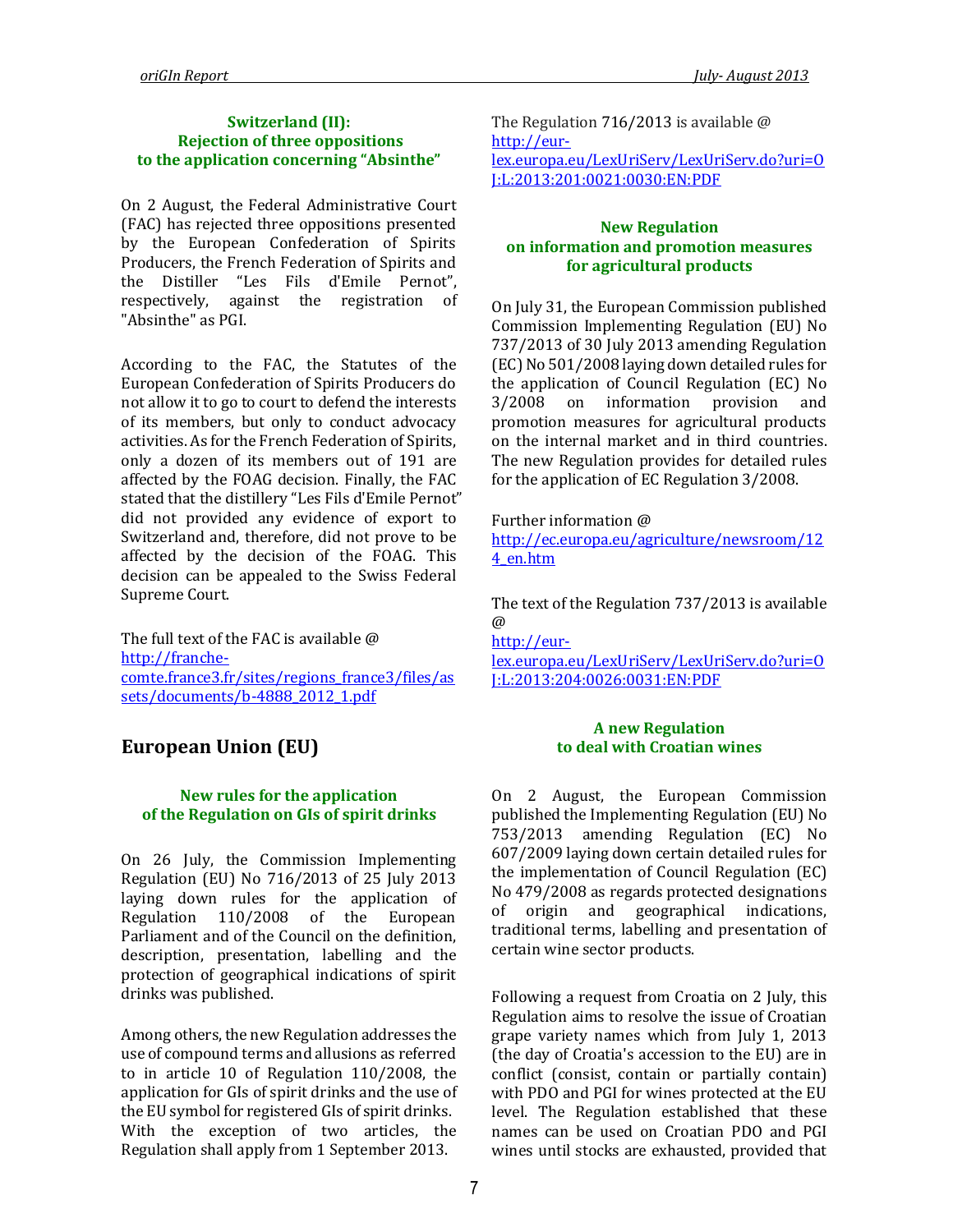### Switzerland (II): Rejection of three oppositions to the application concerning "Absinthe"

On 2 August, the Federal Administrative Court (FAC) has rejected three oppositions presented by the European Confederation of Spirits Producers, the French Federation of Spirits and the Distiller "Les Fils d'Emile Pernot", respectively, against the registration of "Absinthe" as PGI.

According to the FAC, the Statutes of the European Confederation of Spirits Producers do not allow it to go to court to defend the interests of its members, but only to conduct advocacy activities. As for the French Federation of Spirits, only a dozen of its members out of 191 are affected by the FOAG decision. Finally, the FAC stated that the distillery "Les Fils d'Emile Pernot" did not provided any evidence of export to Switzerland and, therefore, did not prove to be affected by the decision of the FOAG. This decision can be appealed to the Swiss Federal Supreme Court.

The full text of the FAC is available @ http://franche-comte.france3.fr/sites/regions_france3/files/assets/documents/b-4888_2012_1.pdf

## European Union (EU)

### New rules for the application of the Regulation on GIs of spirit drinks

On 26 July, the Commission Implementing Regulation (EU) No 716/2013 of 25 July 2013 laying down rules for the application of Regulation 110/2008 of the European Parliament and of the Council on the definition, description, presentation, labelling and the protection of geographical indications of spirit drinks was published.

Among others, the new Regulation addresses the use of compound terms and allusions as referred to in article 10 of Regulation 110/2008, the application for GIs of spirit drinks and the use of the EU symbol for registered GIs of spirit drinks. With the exception of two articles, the Regulation shall apply from 1 September 2013.

The Regulation 716/2013 is available @ http://eur-lex.europa.eu/LexUriServ/LexUriServ.do?uri=OJ:L:2013:201:0021:0030:EN:PDF

### New Regulation on information and promotion measures for agricultural products

On July 31, the European Commission published Commission Implementing Regulation (EU) No 737/2013 of 30 July 2013 amending Regulation (EC) No 501/2008 laying down detailed rules for the application of Council Regulation (EC) No 3/2008 on information provision and promotion measures for agricultural products on the internal market and in third countries. The new Regulation provides for detailed rules for the application of EC Regulation 3/2008.

Further information @ http://ec.europa.eu/agriculture/newsroom/124_en.htm

The text of the Regulation 737/2013 is available @ http://eur-lex.europa.eu/LexUriServ/LexUriServ.do?uri=OJ:L:2013:204:0026:0031:EN:PDF

### A new Regulation to deal with Croatian wines

On 2 August, the European Commission published the Implementing Regulation (EU) No 753/2013 amending Regulation (EC) No 607/2009 laying down certain detailed rules for the implementation of Council Regulation (EC) No 479/2008 as regards protected designations of origin and geographical indications, traditional terms, labelling and presentation of certain wine sector products.

Following a request from Croatia on 2 July, this Regulation aims to resolve the issue of Croatian grape variety names which from July 1, 2013 (the day of Croatia's accession to the EU) are in conflict (consist, contain or partially contain) with PDO and PGI for wines protected at the EU level. The Regulation established that these names can be used on Croatian PDO and PGI wines until stocks are exhausted, provided that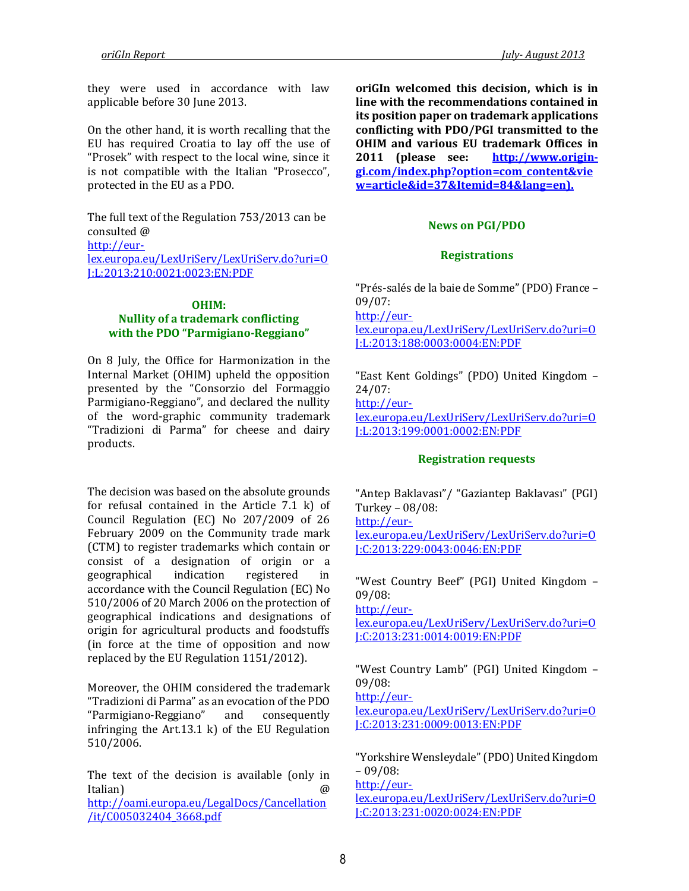they were used in accordance with law applicable before 30 June 2013.

On the other hand, it is worth recalling that the EU has required Croatia to lay off the use of "Prosek" with respect to the local wine, since it is not compatible with the Italian "Prosecco", protected in the EU as a PDO.

The full text of the Regulation 753/2013 can be consulted @ http://eur-lex.europa.eu/LexUriServ/LexUriServ.do?uri=OJ:L:2013:210:0021:0023:EN:PDF

### OHIM: Nullity of a trademark conflicting with the PDO "Parmigiano-Reggiano"

On 8 July, the Office for Harmonization in the Internal Market (OHIM) upheld the opposition presented by the "Consorzio del Formaggio Parmigiano-Reggiano", and declared the nullity of the word-graphic community trademark "Tradizioni di Parma" for cheese and dairy products.

The decision was based on the absolute grounds for refusal contained in the Article 7.1 k) of Council Regulation (EC) No 207/2009 of 26 February 2009 on the Community trade mark (CTM) to register trademarks which contain or consist of a designation of origin or a geographical indication registered in accordance with the Council Regulation (EC) No 510/2006 of 20 March 2006 on the protection of geographical indications and designations of origin for agricultural products and foodstuffs (in force at the time of opposition and now replaced by the EU Regulation 1151/2012).

Moreover, the OHIM considered the trademark "Tradizioni di Parma" as an evocation of the PDO "Parmigiano-Reggiano" and consequently infringing the Art.13.1 k) of the EU Regulation 510/2006.

The text of the decision is available (only in Italian) @ http://oami.europa.eu/LegalDocs/Cancellation/it/C005032404_3668.pdf

**oriGIn welcomed this decision, which is in line with the recommendations contained in its position paper on trademark applications conflicting with PDO/PGI transmitted to the OHIM and various EU trademark Offices in 2011 (please see: http://www.origin-gi.com/index.php?option=com_content&view=article&id=37&Itemid=84&lang=en).**

## News on PGI/PDO

### Registrations

"Prés-salés de la baie de Somme" (PDO) France – 09/07: http://eur-lex.europa.eu/LexUriServ/LexUriServ.do?uri=OJ:L:2013:188:0003:0004:EN:PDF

"East Kent Goldings" (PDO) United Kingdom – 24/07: http://eur-lex.europa.eu/LexUriServ/LexUriServ.do?uri=OJ:L:2013:199:0001:0002:EN:PDF

### Registration requests

"Antep Baklavası"/ "Gaziantep Baklavası" (PGI) Turkey – 08/08: http://eur-lex.europa.eu/LexUriServ/LexUriServ.do?uri=OJ:C:2013:229:0043:0046:EN:PDF

"West Country Beef" (PGI) United Kingdom – 09/08: http://eur-lex.europa.eu/LexUriServ/LexUriServ.do?uri=OJ:C:2013:231:0014:0019:EN:PDF

"West Country Lamb" (PGI) United Kingdom – 09/08: http://eur-lex.europa.eu/LexUriServ/LexUriServ.do?uri=OJ:C:2013:231:0009:0013:EN:PDF

"Yorkshire Wensleydale" (PDO) United Kingdom – 09/08: http://eur-lex.europa.eu/LexUriServ/LexUriServ.do?uri=OJ:C:2013:231:0020:0024:EN:PDF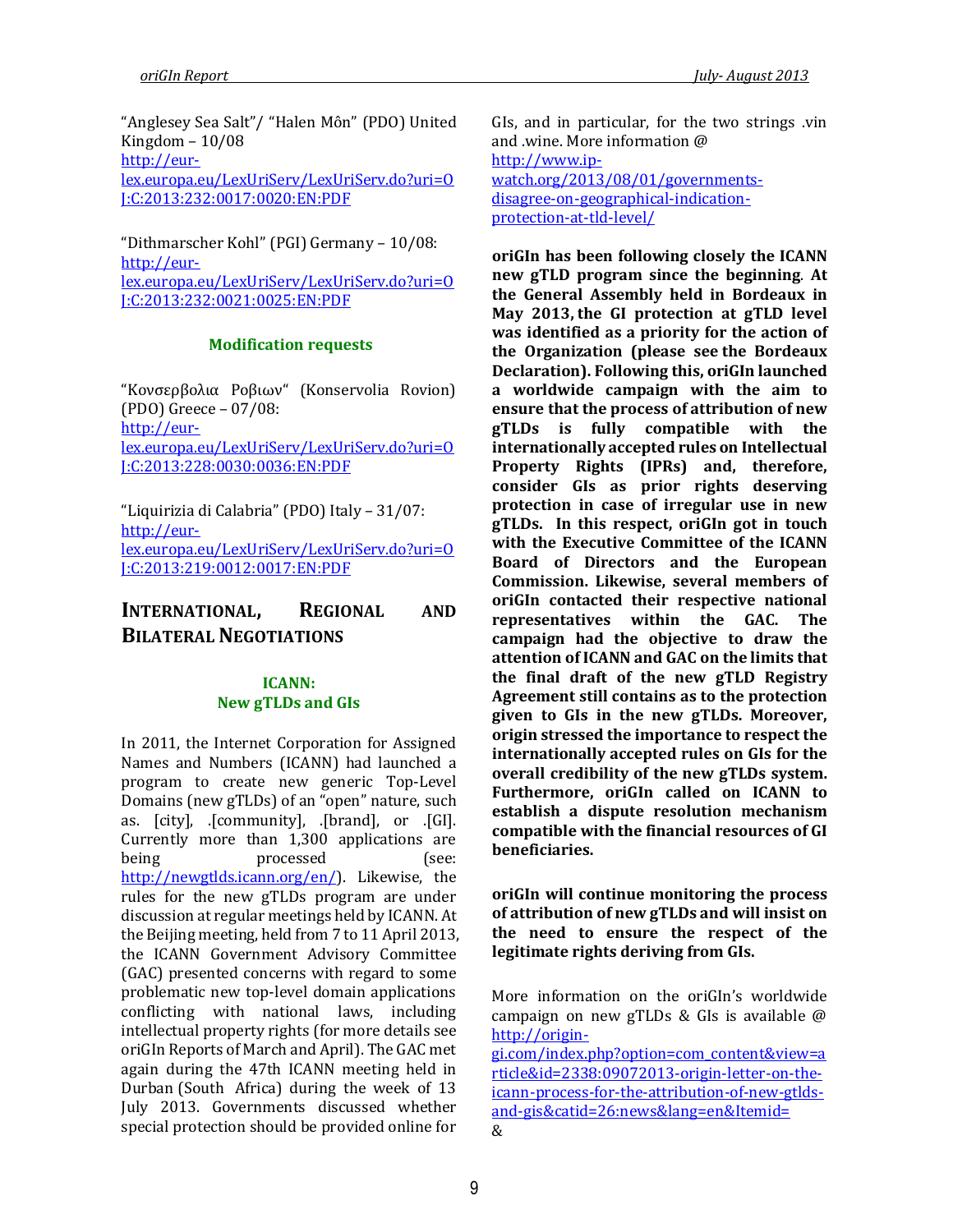"Anglesey Sea Salt"/ "Halen Môn" (PDO) United Kingdom – 10/08
http://eur-lex.europa.eu/LexUriServ/LexUriServ.do?uri=OJ:C:2013:232:0017:0020:EN:PDF

"Dithmarscher Kohl" (PGI) Germany – 10/08:
http://eur-lex.europa.eu/LexUriServ/LexUriServ.do?uri=OJ:C:2013:232:0021:0025:EN:PDF

#### Modification requests

"Κονσερβολια Ροβιων" (Konservolia Rovion) (PDO) Greece – 07/08:
http://eur-lex.europa.eu/LexUriServ/LexUriServ.do?uri=OJ:C:2013:228:0030:0036:EN:PDF

"Liquirizia di Calabria" (PDO) Italy – 31/07:
http://eur-lex.europa.eu/LexUriServ/LexUriServ.do?uri=OJ:C:2013:219:0012:0017:EN:PDF

## INTERNATIONAL, REGIONAL AND BILATERAL NEGOTIATIONS

#### ICANN: New gTLDs and GIs

In 2011, the Internet Corporation for Assigned Names and Numbers (ICANN) had launched a program to create new generic Top-Level Domains (new gTLDs) of an "open" nature, such as. [city], .[community], .[brand], or .[GI]. Currently more than 1,300 applications are being processed (see: http://newgtlds.icann.org/en/). Likewise, the rules for the new gTLDs program are under discussion at regular meetings held by ICANN. At the Beijing meeting, held from 7 to 11 April 2013, the ICANN Government Advisory Committee (GAC) presented concerns with regard to some problematic new top-level domain applications conflicting with national laws, including intellectual property rights (for more details see oriGIn Reports of March and April). The GAC met again during the 47th ICANN meeting held in Durban (South Africa) during the week of 13 July 2013. Governments discussed whether special protection should be provided online for GIs, and in particular, for the two strings .vin and .wine. More information @ http://www.ip-watch.org/2013/08/01/governments-disagree-on-geographical-indication-protection-at-tld-level/

**oriGIn has been following closely the ICANN new gTLD program since the beginning. At the General Assembly held in Bordeaux in May 2013, the GI protection at gTLD level was identified as a priority for the action of the Organization (please see the Bordeaux Declaration). Following this, oriGIn launched a worldwide campaign with the aim to ensure that the process of attribution of new gTLDs is fully compatible with the internationally accepted rules on Intellectual Property Rights (IPRs) and, therefore, consider GIs as prior rights deserving protection in case of irregular use in new gTLDs. In this respect, oriGIn got in touch with the Executive Committee of the ICANN Board of Directors and the European Commission. Likewise, several members of oriGIn contacted their respective national representatives within the GAC. The campaign had the objective to draw the attention of ICANN and GAC on the limits that the final draft of the new gTLD Registry Agreement still contains as to the protection given to GIs in the new gTLDs. Moreover, origin stressed the importance to respect the internationally accepted rules on GIs for the overall credibility of the new gTLDs system. Furthermore, oriGIn called on ICANN to establish a dispute resolution mechanism compatible with the financial resources of GI beneficiaries.**

**oriGIn will continue monitoring the process of attribution of new gTLDs and will insist on the need to ensure the respect of the legitimate rights deriving from GIs.**

More information on the oriGIn's worldwide campaign on new gTLDs & GIs is available @ http://origin-gi.com/index.php?option=com_content&view=article&id=2338:09072013-origin-letter-on-the-icann-process-for-the-attribution-of-new-gtlds-and-gis&catid=26:news&lang=en&Itemid=
&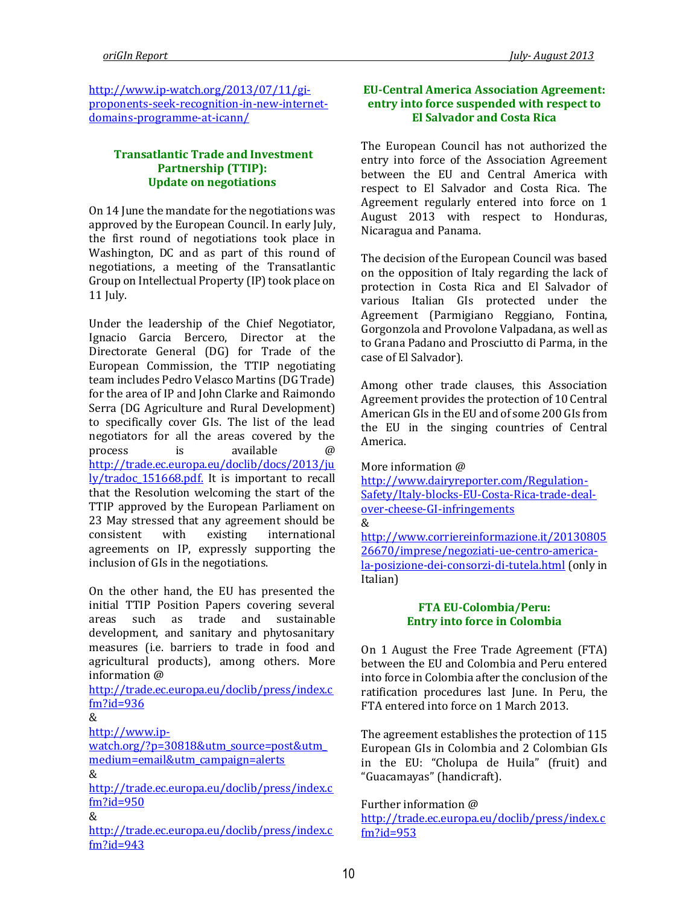http://www.ip-watch.org/2013/07/11/gi-proponents-seek-recognition-in-new-internet-domains-programme-at-icann/

### Transatlantic Trade and Investment Partnership (TTIP): Update on negotiations

On 14 June the mandate for the negotiations was approved by the European Council. In early July, the first round of negotiations took place in Washington, DC and as part of this round of negotiations, a meeting of the Transatlantic Group on Intellectual Property (IP) took place on 11 July.

Under the leadership of the Chief Negotiator, Ignacio Garcia Bercero, Director at the Directorate General (DG) for Trade of the European Commission, the TTIP negotiating team includes Pedro Velasco Martins (DG Trade) for the area of IP and John Clarke and Raimondo Serra (DG Agriculture and Rural Development) to specifically cover GIs. The list of the lead negotiators for all the areas covered by the process is available @ http://trade.ec.europa.eu/doclib/docs/2013/july/tradoc_151668.pdf. It is important to recall that the Resolution welcoming the start of the TTIP approved by the European Parliament on 23 May stressed that any agreement should be consistent with existing international agreements on IP, expressly supporting the inclusion of GIs in the negotiations.

On the other hand, the EU has presented the initial TTIP Position Papers covering several areas such as trade and sustainable development, and sanitary and phytosanitary measures (i.e. barriers to trade in food and agricultural products), among others. More information @
http://trade.ec.europa.eu/doclib/press/index.cfm?id=936
&
http://www.ip-watch.org/?p=30818&utm_source=post&utm_medium=email&utm_campaign=alerts
&
http://trade.ec.europa.eu/doclib/press/index.cfm?id=950
&
http://trade.ec.europa.eu/doclib/press/index.cfm?id=943

### EU-Central America Association Agreement: entry into force suspended with respect to El Salvador and Costa Rica

The European Council has not authorized the entry into force of the Association Agreement between the EU and Central America with respect to El Salvador and Costa Rica. The Agreement regularly entered into force on 1 August 2013 with respect to Honduras, Nicaragua and Panama.

The decision of the European Council was based on the opposition of Italy regarding the lack of protection in Costa Rica and El Salvador of various Italian GIs protected under the Agreement (Parmigiano Reggiano, Fontina, Gorgonzola and Provolone Valpadana, as well as to Grana Padano and Prosciutto di Parma, in the case of El Salvador).

Among other trade clauses, this Association Agreement provides the protection of 10 Central American GIs in the EU and of some 200 GIs from the EU in the singing countries of Central America.

More information @
http://www.dairyreporter.com/Regulation-Safety/Italy-blocks-EU-Costa-Rica-trade-deal-over-cheese-GI-infringements
&
http://www.corriereinformazione.it/2013080526670/imprese/negoziati-ue-centro-america-la-posizione-dei-consorzi-di-tutela.html (only in Italian)

### FTA EU-Colombia/Peru: Entry into force in Colombia

On 1 August the Free Trade Agreement (FTA) between the EU and Colombia and Peru entered into force in Colombia after the conclusion of the ratification procedures last June. In Peru, the FTA entered into force on 1 March 2013.

The agreement establishes the protection of 115 European GIs in Colombia and 2 Colombian GIs in the EU: "Cholupa de Huila" (fruit) and "Guacamayas" (handicraft).

Further information @
http://trade.ec.europa.eu/doclib/press/index.cfm?id=953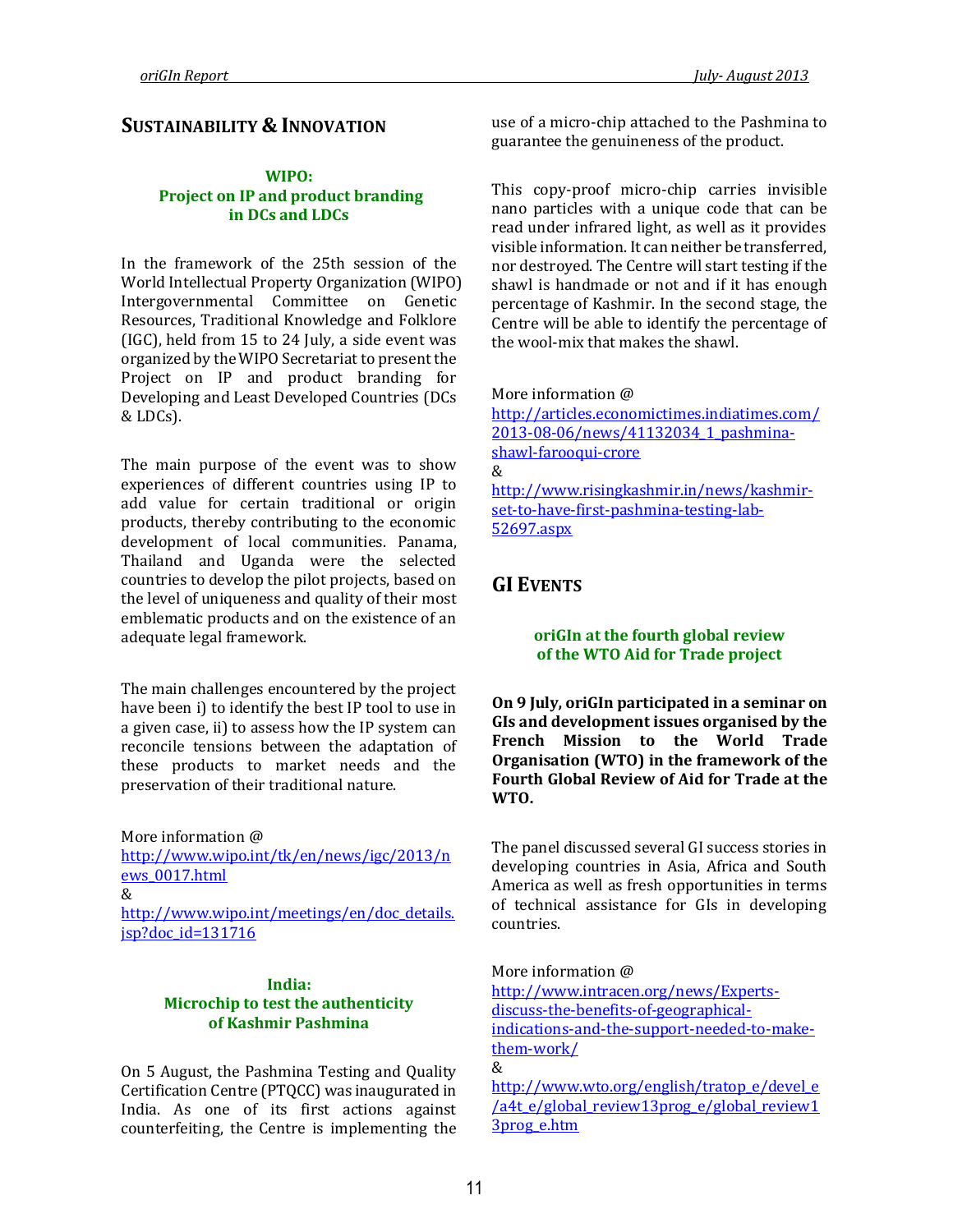## SUSTAINABILITY & INNOVATION

### WIPO: Project on IP and product branding in DCs and LDCs

In the framework of the 25th session of the World Intellectual Property Organization (WIPO) Intergovernmental Committee on Genetic Resources, Traditional Knowledge and Folklore (IGC), held from 15 to 24 July, a side event was organized by the WIPO Secretariat to present the Project on IP and product branding for Developing and Least Developed Countries (DCs & LDCs).

The main purpose of the event was to show experiences of different countries using IP to add value for certain traditional or origin products, thereby contributing to the economic development of local communities. Panama, Thailand and Uganda were the selected countries to develop the pilot projects, based on the level of uniqueness and quality of their most emblematic products and on the existence of an adequate legal framework.

The main challenges encountered by the project have been i) to identify the best IP tool to use in a given case, ii) to assess how the IP system can reconcile tensions between the adaptation of these products to market needs and the preservation of their traditional nature.

More information @
http://www.wipo.int/tk/en/news/igc/2013/news_0017.html
&
http://www.wipo.int/meetings/en/doc_details.jsp?doc_id=131716

### India: Microchip to test the authenticity of Kashmir Pashmina

On 5 August, the Pashmina Testing and Quality Certification Centre (PTQCC) was inaugurated in India. As one of its first actions against counterfeiting, the Centre is implementing the use of a micro-chip attached to the Pashmina to guarantee the genuineness of the product.

This copy-proof micro-chip carries invisible nano particles with a unique code that can be read under infrared light, as well as it provides visible information. It can neither be transferred, nor destroyed. The Centre will start testing if the shawl is handmade or not and if it has enough percentage of Kashmir. In the second stage, the Centre will be able to identify the percentage of the wool-mix that makes the shawl.

More information @
http://articles.economictimes.indiatimes.com/2013-08-06/news/41132034_1_pashmina-shawl-farooqui-crore
&
http://www.risingkashmir.in/news/kashmir-set-to-have-first-pashmina-testing-lab-52697.aspx

## GI EVENTS

### oriGIn at the fourth global review of the WTO Aid for Trade project

**On 9 July, oriGIn participated in a seminar on GIs and development issues organised by the French Mission to the World Trade Organisation (WTO) in the framework of the Fourth Global Review of Aid for Trade at the WTO.**

The panel discussed several GI success stories in developing countries in Asia, Africa and South America as well as fresh opportunities in terms of technical assistance for GIs in developing countries.

More information @
http://www.intracen.org/news/Experts-discuss-the-benefits-of-geographical-indications-and-the-support-needed-to-make-them-work/
&
http://www.wto.org/english/tratop_e/devel_e/a4t_e/global_review13prog_e/global_review13prog_e.htm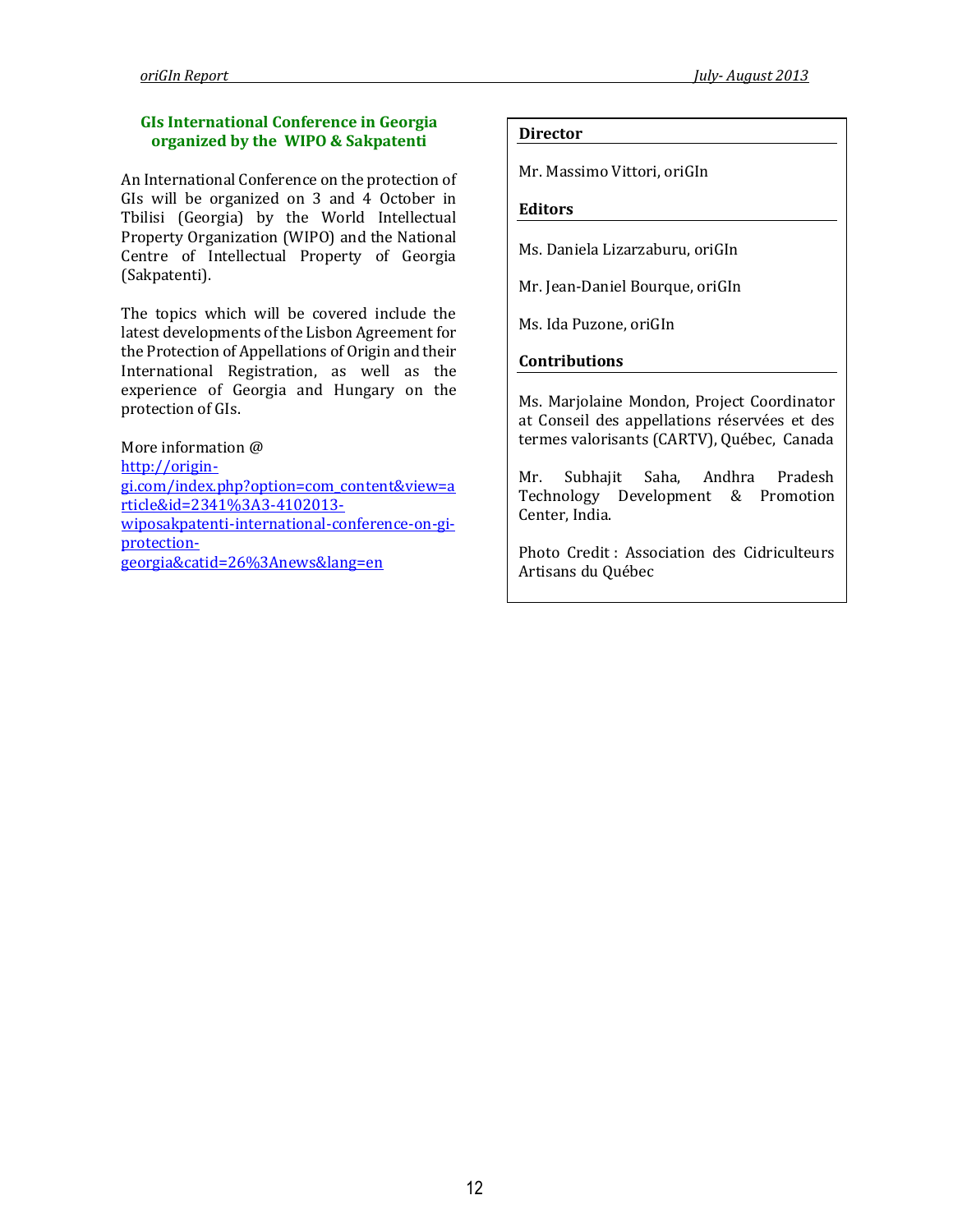## GIs International Conference in Georgia organized by the WIPO & Sakpatenti

An International Conference on the protection of GIs will be organized on 3 and 4 October in Tbilisi (Georgia) by the World Intellectual Property Organization (WIPO) and the National Centre of Intellectual Property of Georgia (Sakpatenti).

The topics which will be covered include the latest developments of the Lisbon Agreement for the Protection of Appellations of Origin and their International Registration, as well as the experience of Georgia and Hungary on the protection of GIs.

More information @
http://origin-gi.com/index.php?option=com_content&view=article&id=2341%3A3-4102013-wiposakpatenti-international-conference-on-gi-protection-georgia&catid=26%3Anews&lang=en

---

**Director**

Mr. Massimo Vittori, oriGIn

**Editors**

Ms. Daniela Lizarzaburu, oriGIn

Mr. Jean-Daniel Bourque, oriGIn

Ms. Ida Puzone, oriGIn

**Contributions**

Ms. Marjolaine Mondon, Project Coordinator at Conseil des appellations réservées et des termes valorisants (CARTV), Québec, Canada

Mr. Subhajit Saha, Andhra Pradesh Technology Development & Promotion Center, India.

Photo Credit : Association des Cidriculteurs Artisans du Québec